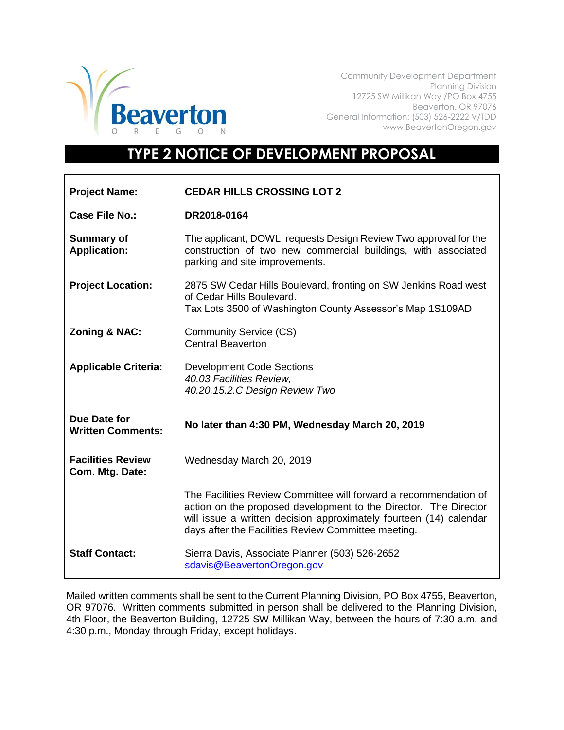Beaverton
O R E G O N

Community Development Department
Planning Division
12725 SW Millikan Way /PO Box 4755
Beaverton, OR 97076
General Information: (503) 526-2222 V/TDD
www.BeavertonOregon.gov

# TYPE 2 NOTICE OF DEVELOPMENT PROPOSAL

| | |
|---|---|
| **Project Name:** | **CEDAR HILLS CROSSING LOT 2** |
| **Case File No.:** | **DR2018-0164** |
| **Summary of Application:** | The applicant, DOWL, requests Design Review Two approval for the construction of two new commercial buildings, with associated parking and site improvements. |
| **Project Location:** | 2875 SW Cedar Hills Boulevard, fronting on SW Jenkins Road west of Cedar Hills Boulevard.<br>Tax Lots 3500 of Washington County Assessor's Map 1S109AD |
| **Zoning & NAC:** | Community Service (CS)<br>Central Beaverton |
| **Applicable Criteria:** | Development Code Sections<br>*40.03 Facilities Review,*<br>*40.20.15.2.C Design Review Two* |
| **Due Date for Written Comments:** | **No later than 4:30 PM, Wednesday March 20, 2019** |
| **Facilities Review Com. Mtg. Date:** | Wednesday March 20, 2019 |
| | The Facilities Review Committee will forward a recommendation of action on the proposed development to the Director. The Director will issue a written decision approximately fourteen (14) calendar days after the Facilities Review Committee meeting. |
| **Staff Contact:** | Sierra Davis, Associate Planner (503) 526-2652<br>sdavis@BeavertonOregon.gov |

Mailed written comments shall be sent to the Current Planning Division, PO Box 4755, Beaverton, OR 97076. Written comments submitted in person shall be delivered to the Planning Division, 4th Floor, the Beaverton Building, 12725 SW Millikan Way, between the hours of 7:30 a.m. and 4:30 p.m., Monday through Friday, except holidays.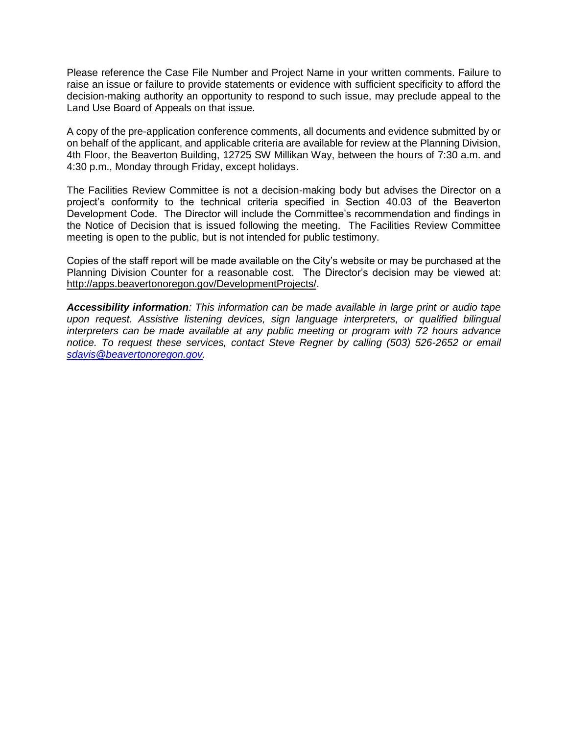Please reference the Case File Number and Project Name in your written comments. Failure to raise an issue or failure to provide statements or evidence with sufficient specificity to afford the decision-making authority an opportunity to respond to such issue, may preclude appeal to the Land Use Board of Appeals on that issue.

A copy of the pre-application conference comments, all documents and evidence submitted by or on behalf of the applicant, and applicable criteria are available for review at the Planning Division, 4th Floor, the Beaverton Building, 12725 SW Millikan Way, between the hours of 7:30 a.m. and 4:30 p.m., Monday through Friday, except holidays.

The Facilities Review Committee is not a decision-making body but advises the Director on a project's conformity to the technical criteria specified in Section 40.03 of the Beaverton Development Code. The Director will include the Committee's recommendation and findings in the Notice of Decision that is issued following the meeting. The Facilities Review Committee meeting is open to the public, but is not intended for public testimony.

Copies of the staff report will be made available on the City's website or may be purchased at the Planning Division Counter for a reasonable cost. The Director's decision may be viewed at: http://apps.beavertonoregon.gov/DevelopmentProjects/.

***Accessibility information****: This information can be made available in large print or audio tape upon request. Assistive listening devices, sign language interpreters, or qualified bilingual interpreters can be made available at any public meeting or program with 72 hours advance notice. To request these services, contact Steve Regner by calling (503) 526-2652 or email sdavis@beavertonoregon.gov.*